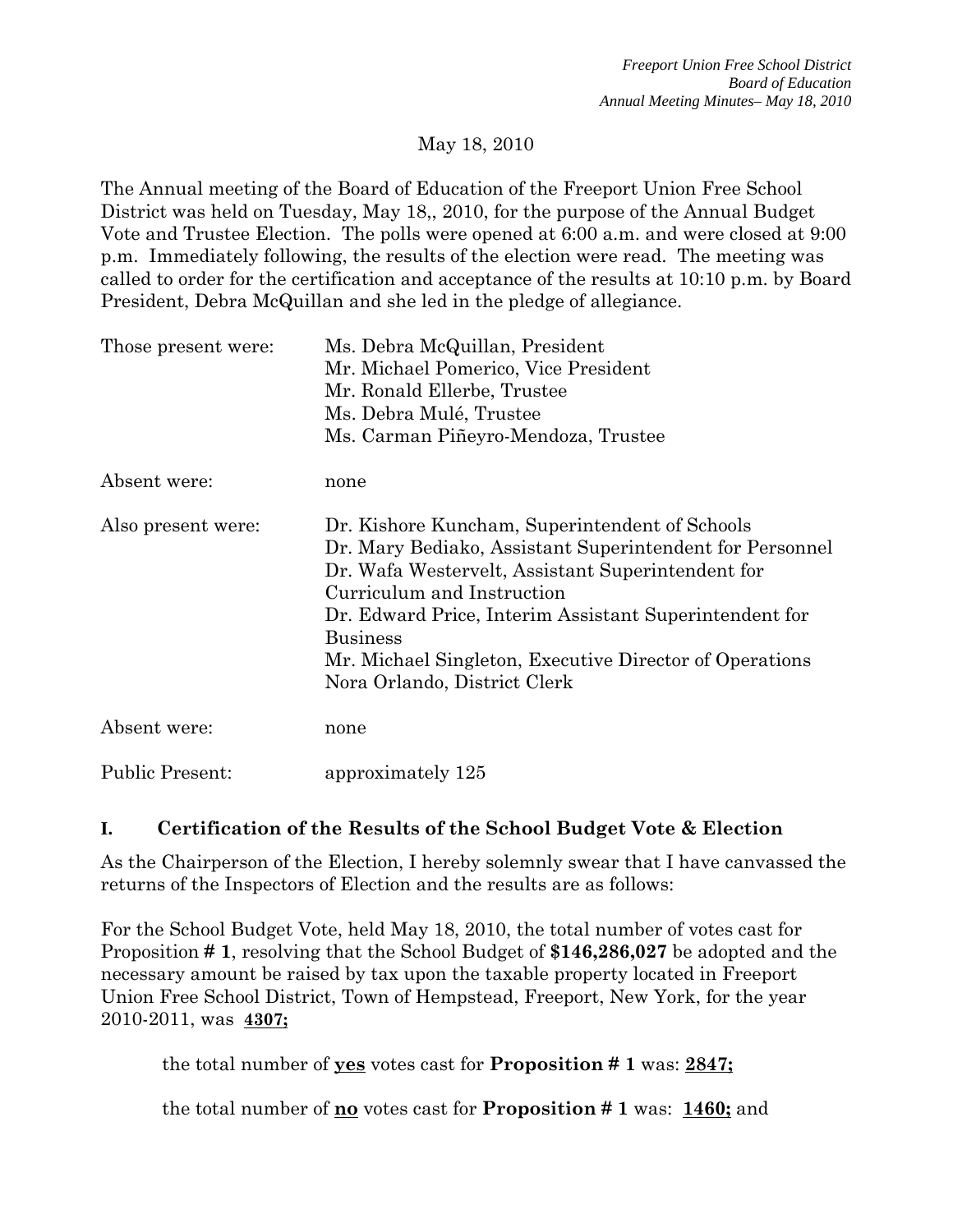May 18, 2010

The Annual meeting of the Board of Education of the Freeport Union Free School District was held on Tuesday, May 18,, 2010, for the purpose of the Annual Budget Vote and Trustee Election. The polls were opened at 6:00 a.m. and were closed at 9:00 p.m. Immediately following, the results of the election were read. The meeting was called to order for the certification and acceptance of the results at 10:10 p.m. by Board President, Debra McQuillan and she led in the pledge of allegiance.

| | |
|---|---|
| Those present were: | Ms. Debra McQuillan, President<br>Mr. Michael Pomerico, Vice President<br>Mr. Ronald Ellerbe, Trustee<br>Ms. Debra Mulé, Trustee<br>Ms. Carman Piñeyro-Mendoza, Trustee |
| Absent were: | none |
| Also present were: | Dr. Kishore Kuncham, Superintendent of Schools<br>Dr. Mary Bediako, Assistant Superintendent for Personnel<br>Dr. Wafa Westervelt, Assistant Superintendent for Curriculum and Instruction<br>Dr. Edward Price, Interim Assistant Superintendent for Business<br>Mr. Michael Singleton, Executive Director of Operations<br>Nora Orlando, District Clerk |
| Absent were: | none |
| Public Present: | approximately 125 |

## I. Certification of the Results of the School Budget Vote & Election

As the Chairperson of the Election, I hereby solemnly swear that I have canvassed the returns of the Inspectors of Election and the results are as follows:

For the School Budget Vote, held May 18, 2010, the total number of votes cast for Proposition **# 1**, resolving that the School Budget of **$146,286,027** be adopted and the necessary amount be raised by tax upon the taxable property located in Freeport Union Free School District, Town of Hempstead, Freeport, New York, for the year 2010-2011, was **4307;**

the total number of **yes** votes cast for **Proposition # 1** was: **2847;**

the total number of **no** votes cast for **Proposition # 1** was: **1460;** and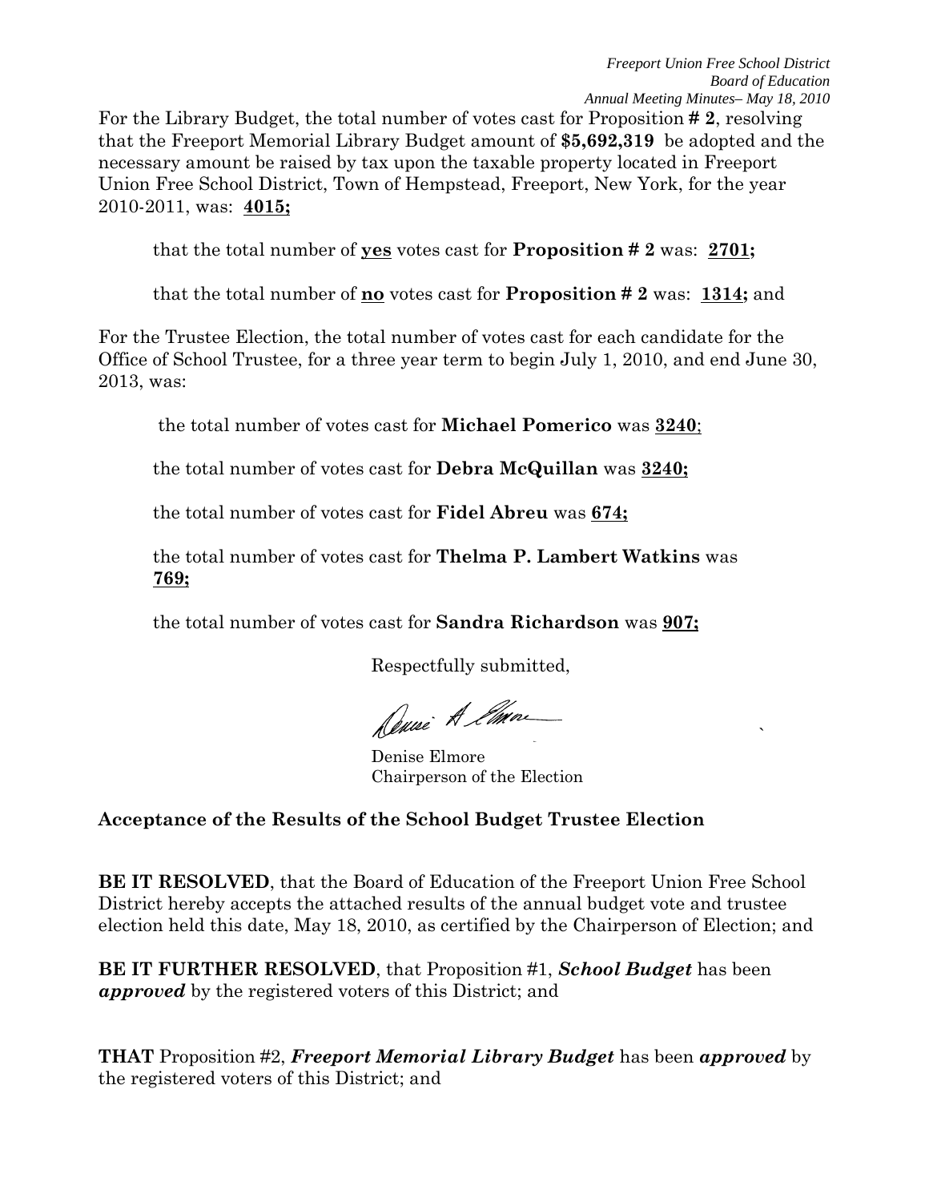For the Library Budget, the total number of votes cast for Proposition **# 2**, resolving that the Freeport Memorial Library Budget amount of **$5,692,319** be adopted and the necessary amount be raised by tax upon the taxable property located in Freeport Union Free School District, Town of Hempstead, Freeport, New York, for the year 2010-2011, was: **4015;**

that the total number of **yes** votes cast for **Proposition # 2** was: **2701;**

that the total number of **no** votes cast for **Proposition # 2** was: **1314;** and

For the Trustee Election, the total number of votes cast for each candidate for the Office of School Trustee, for a three year term to begin July 1, 2010, and end June 30, 2013, was:

the total number of votes cast for **Michael Pomerico** was **3240**;

the total number of votes cast for **Debra McQuillan** was **3240;**

the total number of votes cast for **Fidel Abreu** was **674;**

the total number of votes cast for **Thelma P. Lambert Watkins** was **769;**

the total number of votes cast for **Sandra Richardson** was **907;**

Respectfully submitted,

Denise Elmore
Chairperson of the Election

**Acceptance of the Results of the School Budget Trustee Election**

**BE IT RESOLVED**, that the Board of Education of the Freeport Union Free School District hereby accepts the attached results of the annual budget vote and trustee election held this date, May 18, 2010, as certified by the Chairperson of Election; and

**BE IT FURTHER RESOLVED**, that Proposition #1, ***School Budget*** has been ***approved*** by the registered voters of this District; and

**THAT** Proposition #2, ***Freeport Memorial Library Budget*** has been ***approved*** by the registered voters of this District; and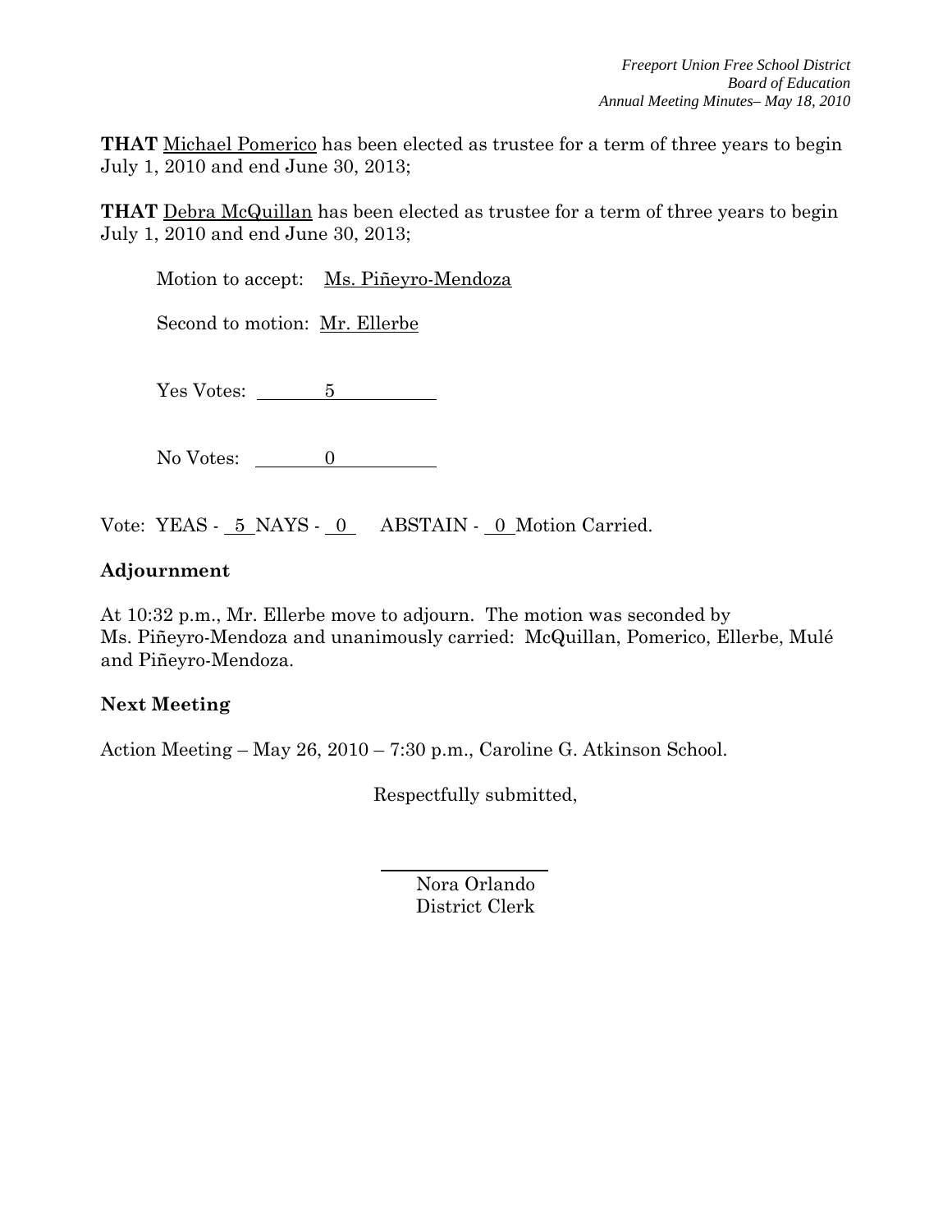**THAT** Michael Pomerico has been elected as trustee for a term of three years to begin July 1, 2010 and end June 30, 2013;

**THAT** Debra McQuillan has been elected as trustee for a term of three years to begin July 1, 2010 and end June 30, 2013;

Motion to accept: Ms. Piñeyro-Mendoza

Second to motion: Mr. Ellerbe

Yes Votes: 5

No Votes: 0

Vote: YEAS - 5 NAYS - 0 ABSTAIN - 0 Motion Carried.

**Adjournment**

At 10:32 p.m., Mr. Ellerbe move to adjourn. The motion was seconded by Ms. Piñeyro-Mendoza and unanimously carried: McQuillan, Pomerico, Ellerbe, Mulé and Piñeyro-Mendoza.

**Next Meeting**

Action Meeting – May 26, 2010 – 7:30 p.m., Caroline G. Atkinson School.

Respectfully submitted,

Nora Orlando
District Clerk